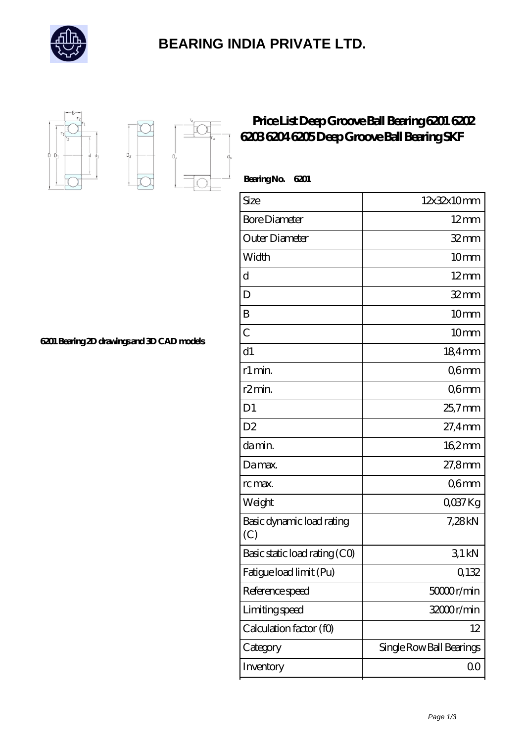# BEARING INDIA PRIVATE LTD.

## Price List Deep Groove Ball Bearing 6201 6202 6203 6204 6205 Deep Groove Ball Bearing SKF

6201 Bearing 2D drawings and 3D CAD models

**Bearing No. 6201**

| Size | 12x32x10 mm |
| --- | --- |
| Bore Diameter | 12 mm |
| Outer Diameter | 32 mm |
| Width | 10 mm |
| d | 12 mm |
| D | 32 mm |
| B | 10 mm |
| C | 10 mm |
| d1 | 18,4 mm |
| r1 min. | 0,6 mm |
| r2 min. | 0,6 mm |
| D1 | 25,7 mm |
| D2 | 27,4 mm |
| da min. | 16,2 mm |
| Da max. | 27,8 mm |
| rc max. | 0,6 mm |
| Weight | 0,037 Kg |
| Basic dynamic load rating (C) | 7,28 kN |
| Basic static load rating (C0) | 3,1 kN |
| Fatigue load limit (Pu) | 0,132 |
| Reference speed | 50000 r/min |
| Limiting speed | 32000 r/min |
| Calculation factor (f0) | 12 |
| Category | Single Row Ball Bearings |
| Inventory | 0.0 |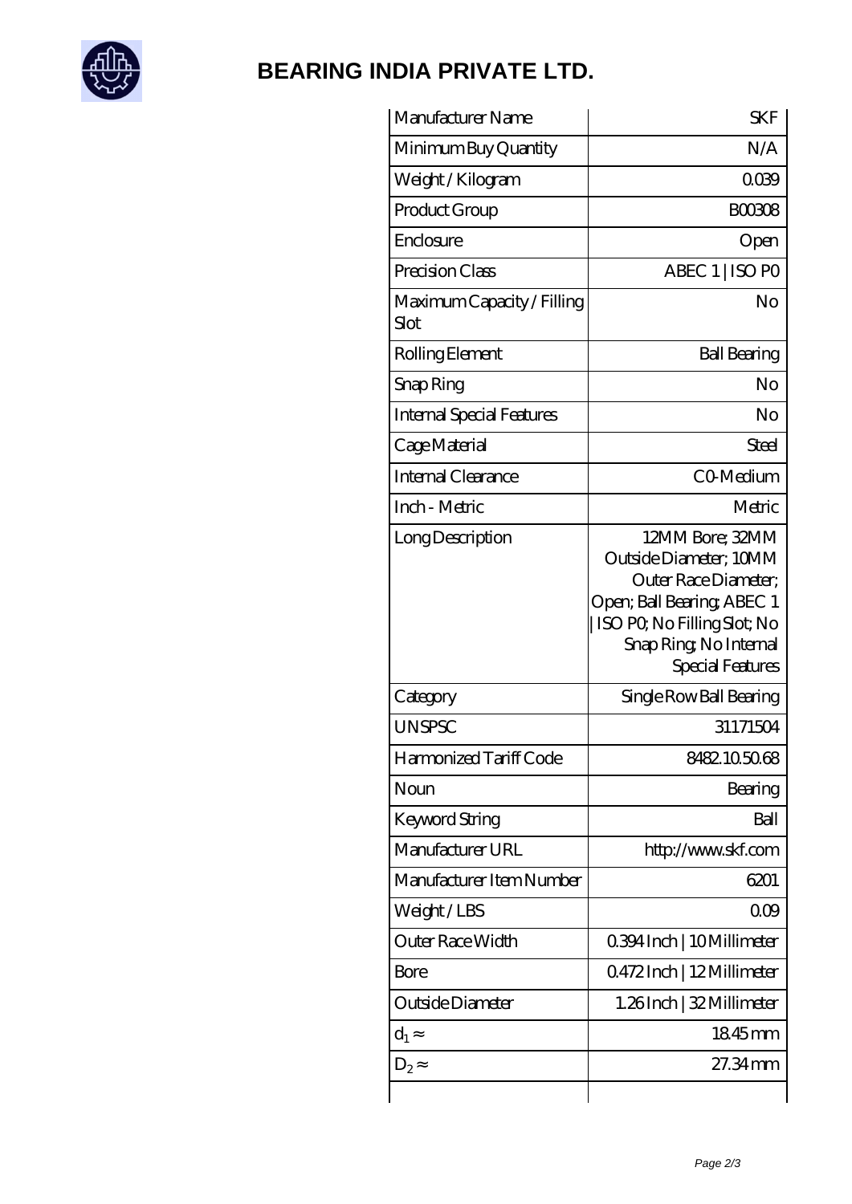# BEARING INDIA PRIVATE LTD.

| | |
|---|---|
| Manufacturer Name | SKF |
| Minimum Buy Quantity | N/A |
| Weight / Kilogram | 0.039 |
| Product Group | B00308 |
| Enclosure | Open |
| Precision Class | ABEC 1 \| ISO P0 |
| Maximum Capacity / Filling Slot | No |
| Rolling Element | Ball Bearing |
| Snap Ring | No |
| Internal Special Features | No |
| Cage Material | Steel |
| Internal Clearance | C0-Medium |
| Inch - Metric | Metric |
| Long Description | 12MM Bore; 32MM Outside Diameter; 10MM Outer Race Diameter; Open; Ball Bearing; ABEC 1 \| ISO P0; No Filling Slot; No Snap Ring; No Internal Special Features |
| Category | Single Row Ball Bearing |
| UNSPSC | 31171504 |
| Harmonized Tariff Code | 8482.10.50.68 |
| Noun | Bearing |
| Keyword String | Ball |
| Manufacturer URL | http://www.skf.com |
| Manufacturer Item Number | 6201 |
| Weight / LBS | 0.09 |
| Outer Race Width | 0.394 Inch \| 10 Millimeter |
| Bore | 0.472 Inch \| 12 Millimeter |
| Outside Diameter | 1.26 Inch \| 32 Millimeter |
| $d_1 \approx$ | 18.45 mm |
| $D_2 \approx$ | 27.34 mm |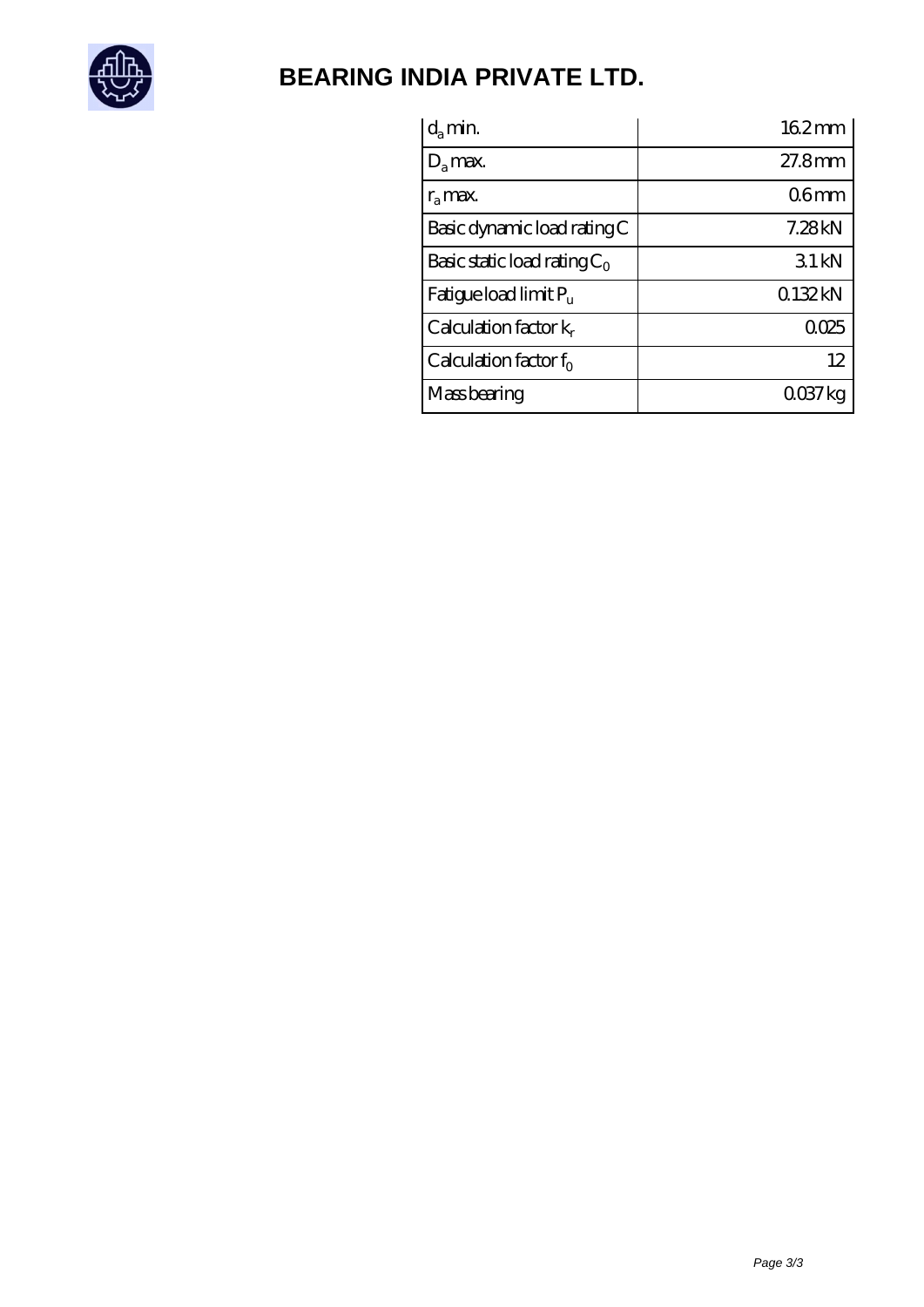| | |
|---|---|
| $d_a$ min. | 16.2 mm |
| $D_a$ max. | 27.8 mm |
| $r_a$ max. | 0.6 mm |
| Basic dynamic load rating C | 7.28 kN |
| Basic static load rating $C_0$ | 3.1 kN |
| Fatigue load limit $P_u$ | 0.132 kN |
| Calculation factor $k_r$ | 0.025 |
| Calculation factor $f_0$ | 12 |
| Mass bearing | 0.037 kg |